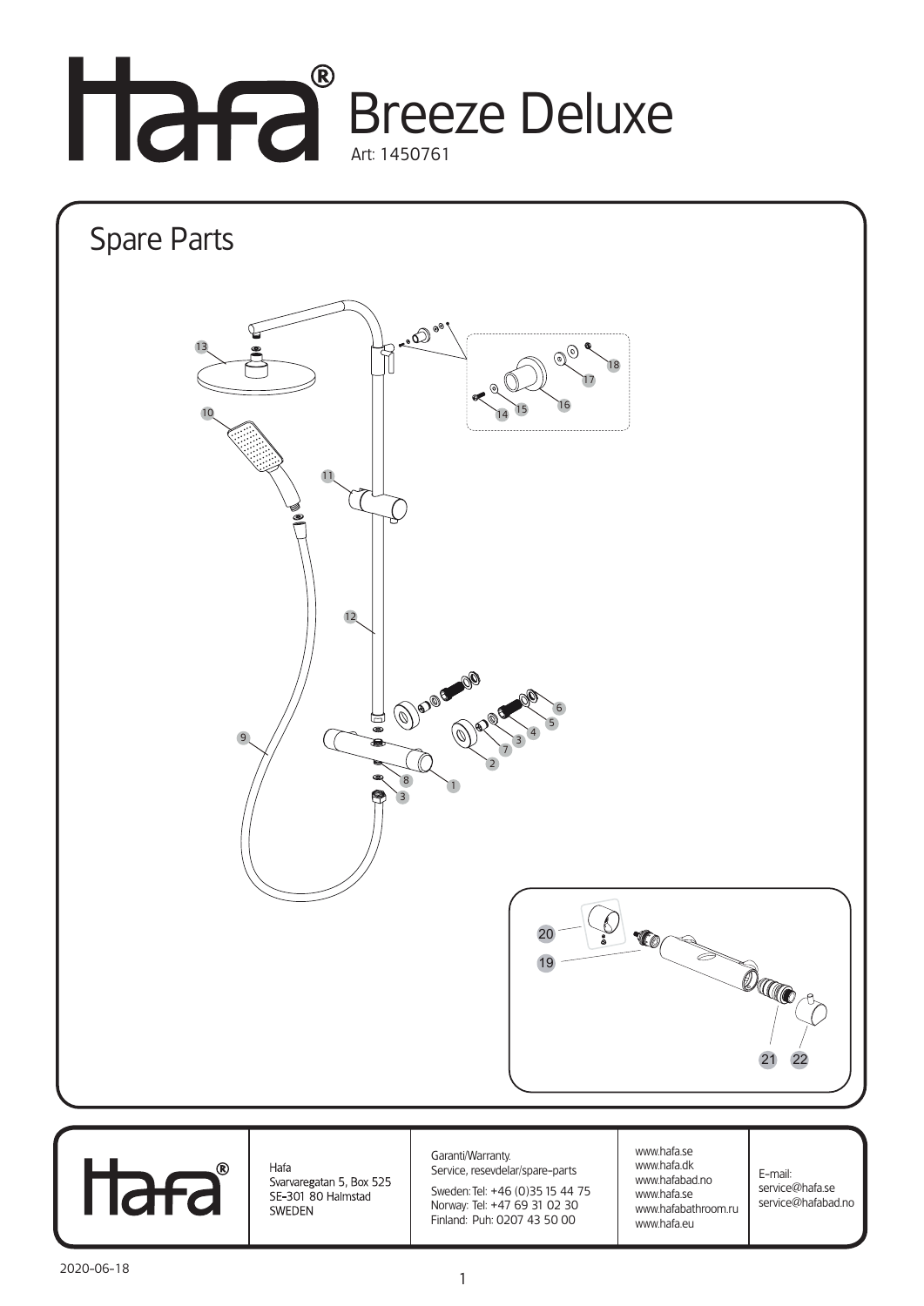# Hafa® Breeze Deluxe

Art: 1450761

## Spare Parts

13
10
11
12
9
8
3
1
2
7
3
4
5
6
14
15
16
17
18
20
19
21
22

| Hafa® | Hafa<br>Svarvaregatan 5, Box 525<br>SE-301 80 Halmstad<br>SWEDEN | Garanti/Warranty.<br>Service, resevdelar/spare-parts<br>Sweden: Tel: +46 (0)35 15 44 75<br>Norway: Tel: +47 69 31 02 30<br>Finland: Puh: 0207 43 50 00 | www.hafa.se<br>www.hafa.dk<br>www.hafabad.no<br>www.hafa.se<br>www.hafabathroom.ru<br>www.hafa.eu | E-mail:<br>service@hafa.se<br>service@hafabad.no |
|---|---|---|---|---|

2020-06-18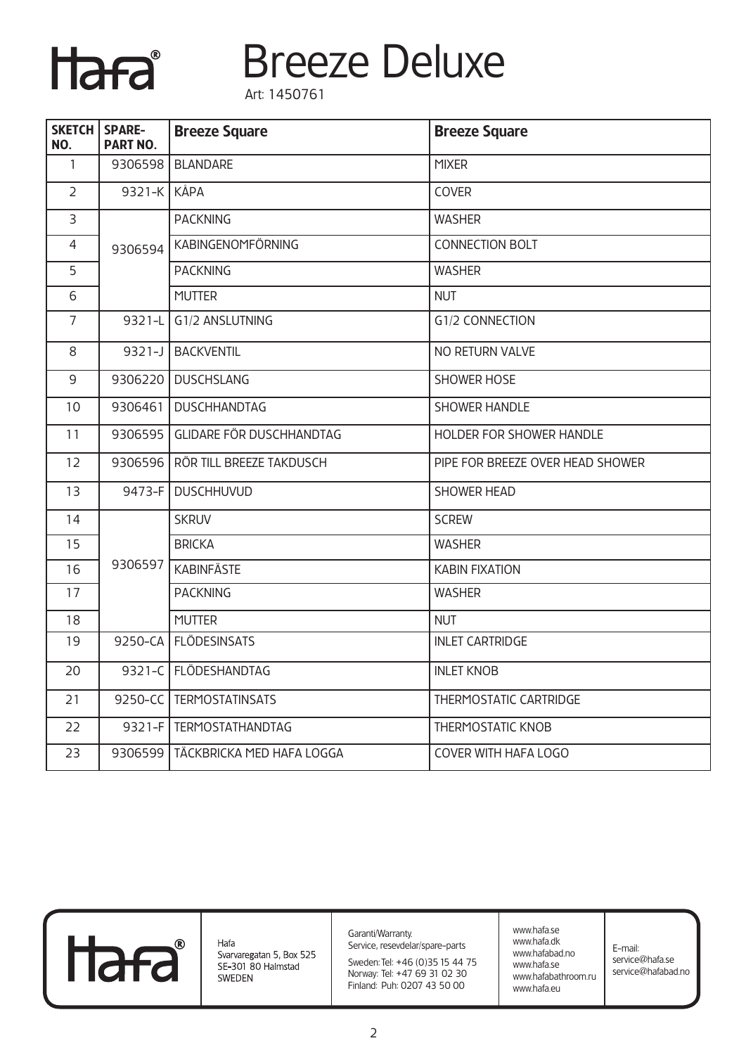# Hafa® Breeze Deluxe

Art: 1450761

| SKETCH NO. | SPARE-PART NO. | Breeze Square | Breeze Square |
|---|---|---|---|
| 1 | 9306598 | BLANDARE | MIXER |
| 2 | 9321-K | KÅPA | COVER |
| 3 | 9306594 | PACKNING | WASHER |
| 4 | | KABINGENOMFÖRNING | CONNECTION BOLT |
| 5 | | PACKNING | WASHER |
| 6 | | MUTTER | NUT |
| 7 | 9321-L | G1/2 ANSLUTNING | G1/2 CONNECTION |
| 8 | 9321-J | BACKVENTIL | NO RETURN VALVE |
| 9 | 9306220 | DUSCHSLANG | SHOWER HOSE |
| 10 | 9306461 | DUSCHHANDTAG | SHOWER HANDLE |
| 11 | 9306595 | GLIDARE FÖR DUSCHHANDTAG | HOLDER FOR SHOWER HANDLE |
| 12 | 9306596 | RÖR TILL BREEZE TAKDUSCH | PIPE FOR BREEZE OVER HEAD SHOWER |
| 13 | 9473-F | DUSCHHUVUD | SHOWER HEAD |
| 14 | 9306597 | SKRUV | SCREW |
| 15 | | BRICKA | WASHER |
| 16 | | KABINFÄSTE | KABIN FIXATION |
| 17 | | PACKNING | WASHER |
| 18 | | MUTTER | NUT |
| 19 | 9250-CA | FLÖDESINSATS | INLET CARTRIDGE |
| 20 | 9321-C | FLÖDESHANDTAG | INLET KNOB |
| 21 | 9250-CC | TERMOSTATINSATS | THERMOSTATIC CARTRIDGE |
| 22 | 9321-F | TERMOSTATHANDTAG | THERMOSTATIC KNOB |
| 23 | 9306599 | TÄCKBRICKA MED HAFA LOGGA | COVER WITH HAFA LOGO |

Hafa®

Hafa
Svarvaregatan 5, Box 525
SE-301 80 Halmstad
SWEDEN

Garanti/Warranty.
Service, resevdelar/spare-parts

Sweden: Tel: +46 (0)35 15 44 75
Norway: Tel: +47 69 31 02 30
Finland: Puh: 0207 43 50 00

www.hafa.se
www.hafa.dk
www.hafabad.no
www.hafa.se
www.hafabathroom.ru
www.hafa.eu

E-mail:
service@hafa.se
service@hafabad.no